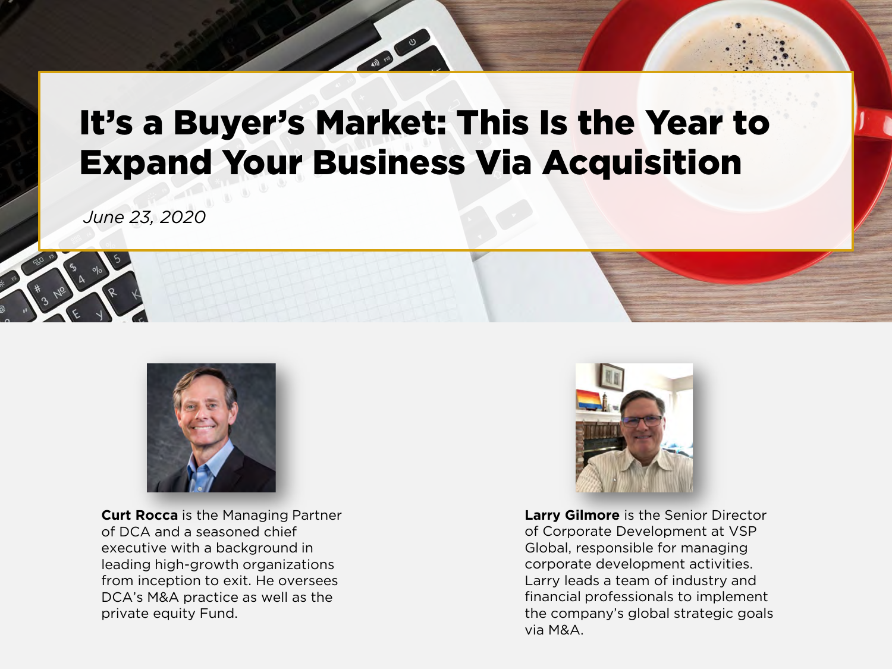# It's a Buyer's Market: This Is the Year to Expand Your Business Via Acquisition

*June 23, 2020*

**Curt Rocca** is the Managing Partner of DCA and a seasoned chief executive with a background in leading high-growth organizations from inception to exit. He oversees DCA's M&A practice as well as the private equity Fund.

**Larry Gilmore** is the Senior Director of Corporate Development at VSP Global, responsible for managing corporate development activities. Larry leads a team of industry and financial professionals to implement the company's global strategic goals via M&A.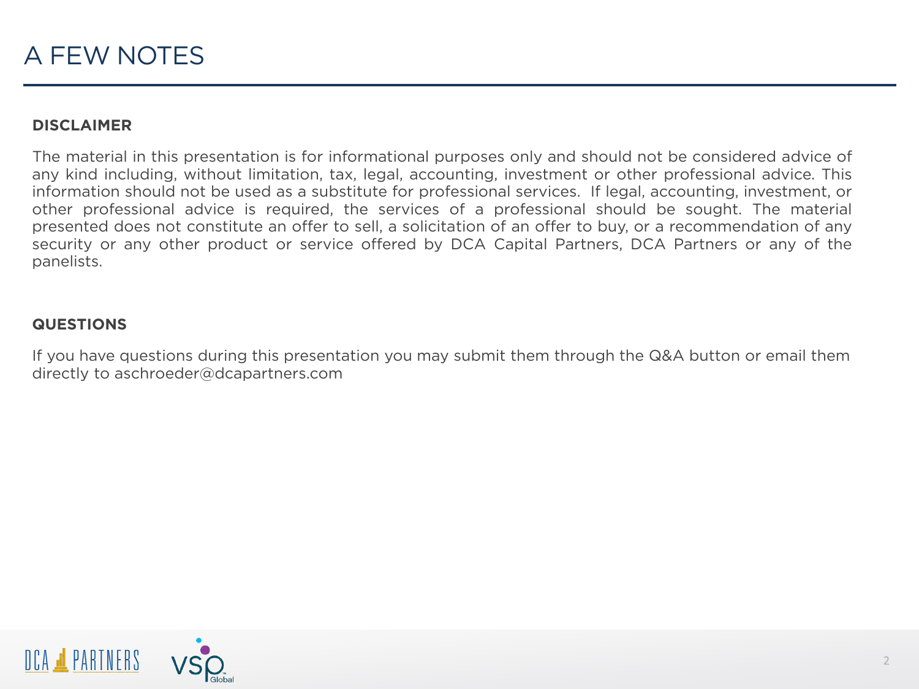# A FEW NOTES

**DISCLAIMER**

The material in this presentation is for informational purposes only and should not be considered advice of any kind including, without limitation, tax, legal, accounting, investment or other professional advice. This information should not be used as a substitute for professional services. If legal, accounting, investment, or other professional advice is required, the services of a professional should be sought. The material presented does not constitute an offer to sell, a solicitation of an offer to buy, or a recommendation of any security or any other product or service offered by DCA Capital Partners, DCA Partners or any of the panelists.

**QUESTIONS**

If you have questions during this presentation you may submit them through the Q&A button or email them directly to aschroeder@dcapartners.com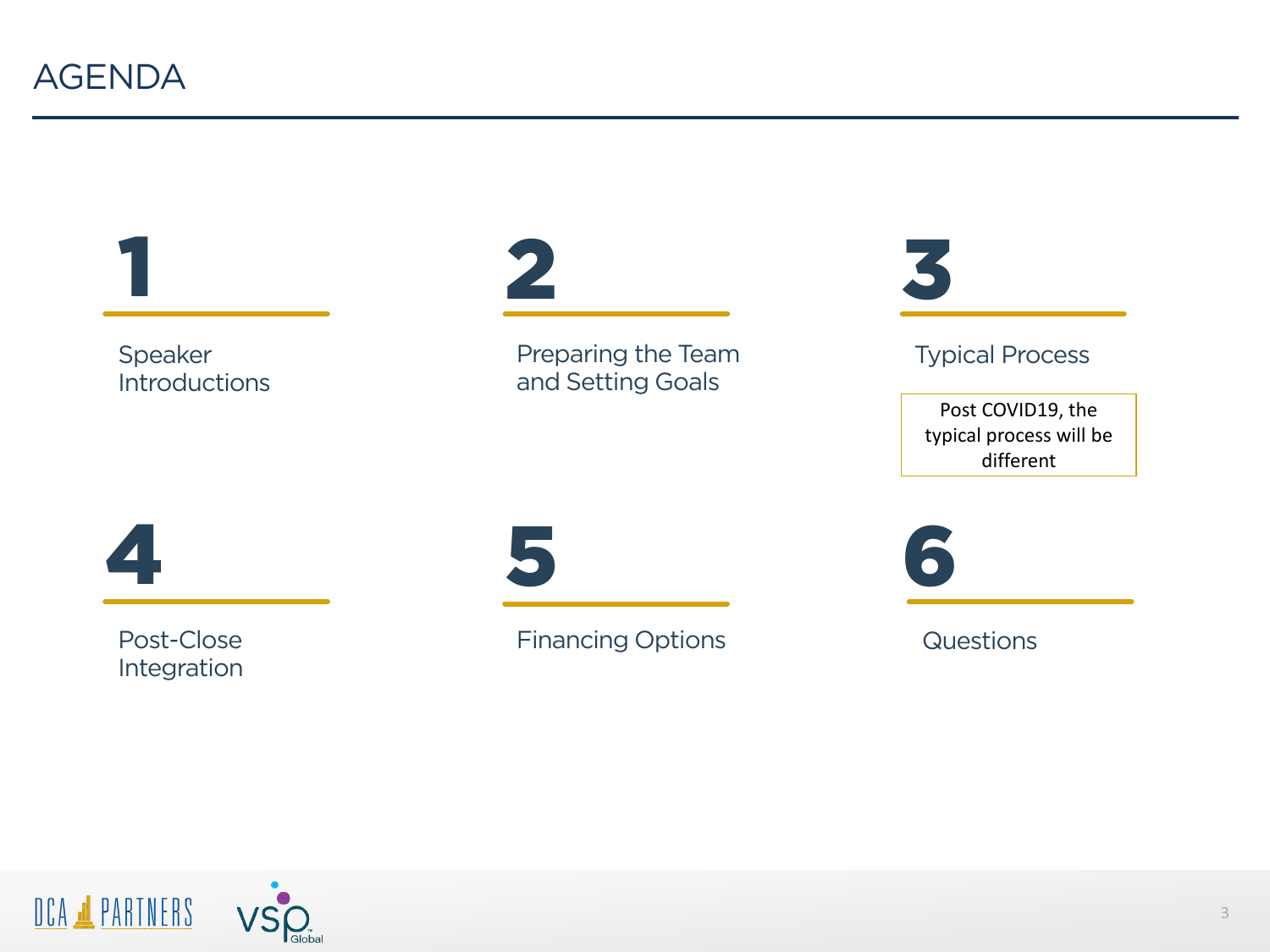# AGENDA

1. Speaker Introductions

2. Preparing the Team and Setting Goals

3. Typical Process

   Post COVID19, the typical process will be different

4. Post-Close Integration

5. Financing Options

6. Questions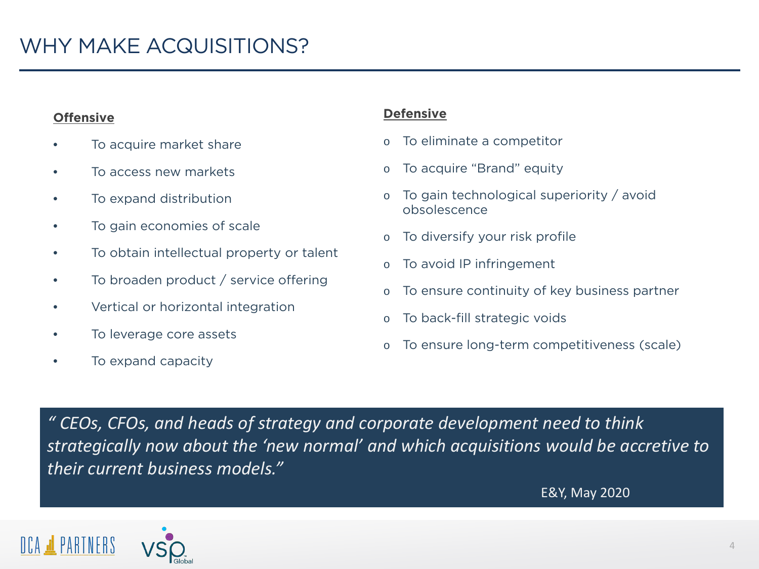# WHY MAKE ACQUISITIONS?

**Offensive**

- To acquire market share
- To access new markets
- To expand distribution
- To gain economies of scale
- To obtain intellectual property or talent
- To broaden product / service offering
- Vertical or horizontal integration
- To leverage core assets
- To expand capacity

**Defensive**

- To eliminate a competitor
- To acquire "Brand" equity
- To gain technological superiority / avoid obsolescence
- To diversify your risk profile
- To avoid IP infringement
- To ensure continuity of key business partner
- To back-fill strategic voids
- To ensure long-term competitiveness (scale)

> *" CEOs, CFOs, and heads of strategy and corporate development need to think strategically now about the 'new normal' and which acquisitions would be accretive to their current business models."*
>
> E&Y, May 2020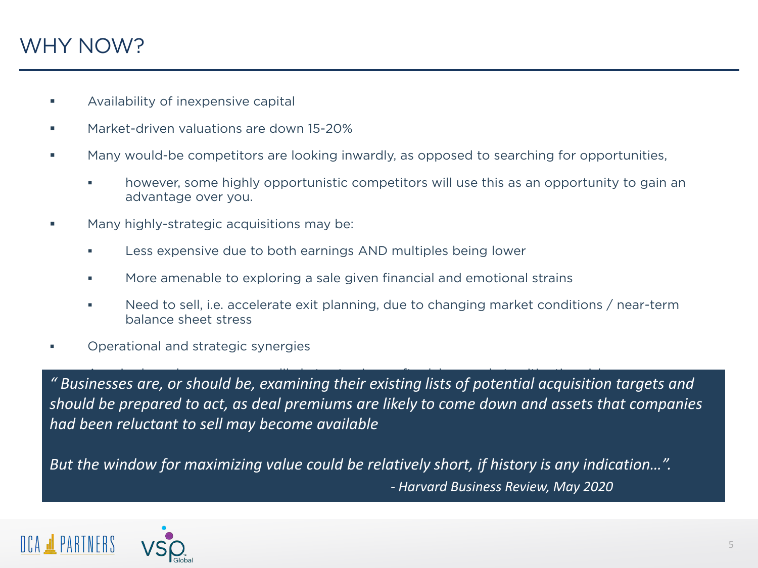# WHY NOW?

- Availability of inexpensive capital
- Market-driven valuations are down 15-20%
- Many would-be competitors are looking inwardly, as opposed to searching for opportunities,
  - however, some highly opportunistic competitors will use this as an opportunity to gain an advantage over you.
- Many highly-strategic acquisitions may be:
  - Less expensive due to both earnings AND multiples being lower
  - More amenable to exploring a sale given financial and emotional strains
  - Need to sell, i.e. accelerate exit planning, due to changing market conditions / near-term balance sheet stress
- Operational and strategic synergies

*" Businesses are, or should be, examining their existing lists of potential acquisition targets and should be prepared to act, as deal premiums are likely to come down and assets that companies had been reluctant to sell may become available*

*But the window for maximizing value could be relatively short, if history is any indication…".*

*- Harvard Business Review, May 2020*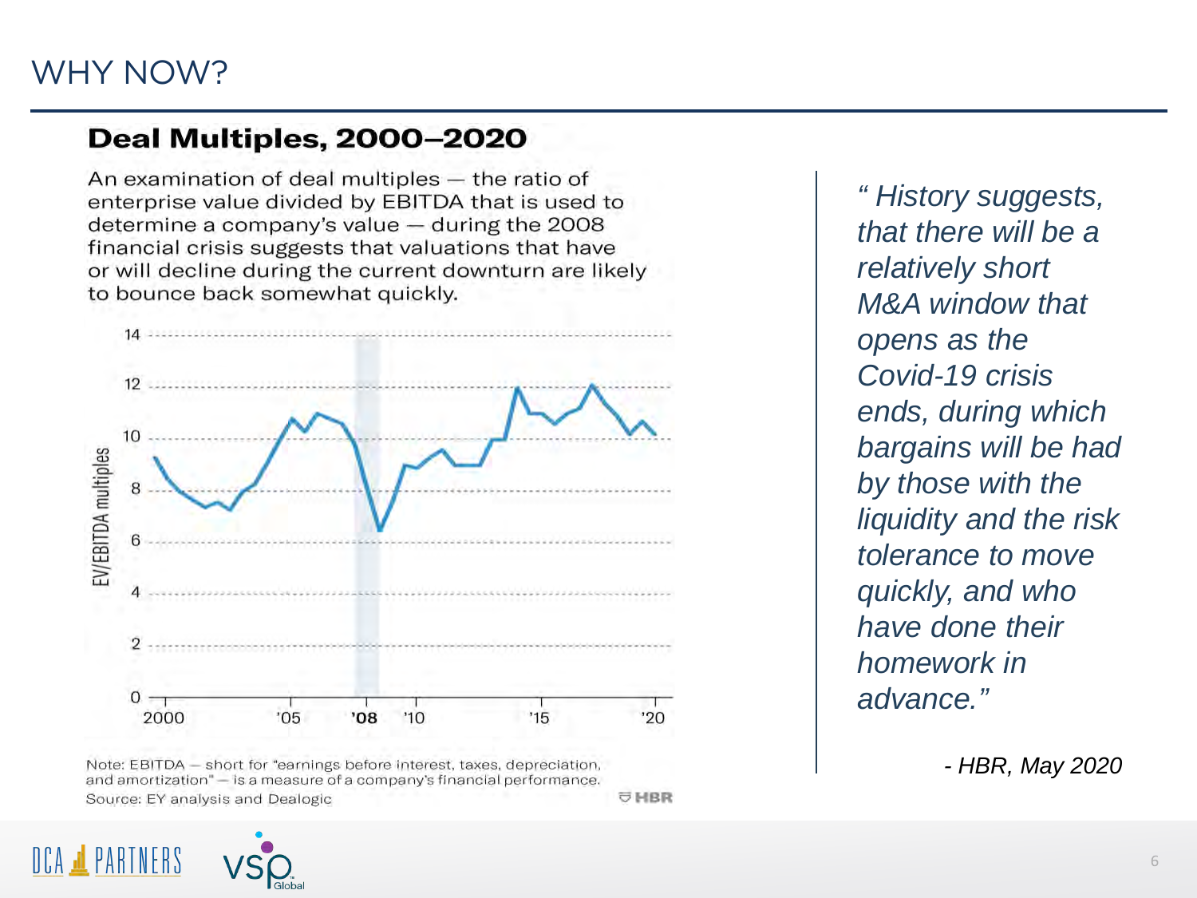# WHY NOW?

## Deal Multiples, 2000–2020

An examination of deal multiples — the ratio of enterprise value divided by EBITDA that is used to determine a company's value — during the 2008 financial crisis suggests that valuations that have or will decline during the current downturn are likely to bounce back somewhat quickly.

Note: EBITDA — short for "earnings before interest, taxes, depreciation, and amortization" — is a measure of a company's financial performance.
Source: EY analysis and Dealogic

*" History suggests, that there will be a relatively short M&A window that opens as the Covid-19 crisis ends, during which bargains will be had by those with the liquidity and the risk tolerance to move quickly, and who have done their homework in advance."*

*- HBR, May 2020*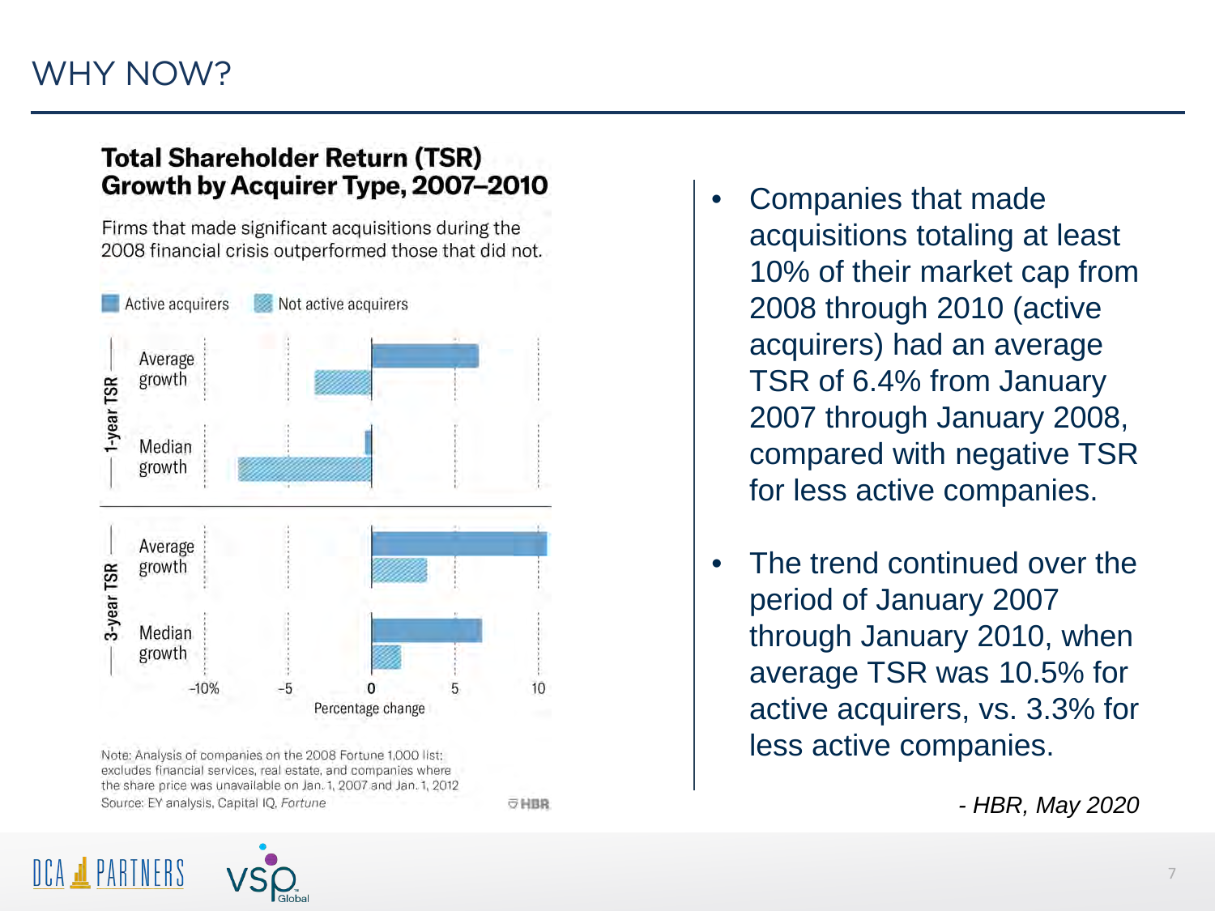# WHY NOW?

**Total Shareholder Return (TSR) Growth by Acquirer Type, 2007–2010**

Firms that made significant acquisitions during the 2008 financial crisis outperformed those that did not.

Active acquirers | Not active acquirers

1-year TSR: Average growth, Median growth

3-year TSR: Average growth, Median growth

−10% −5 0 5 10

Percentage change

Note: Analysis of companies on the 2008 Fortune 1,000 list; excludes financial services, real estate, and companies where the share price was unavailable on Jan. 1, 2007 and Jan. 1, 2012

Source: EY analysis, Capital IQ, *Fortune*

HBR

- Companies that made acquisitions totaling at least 10% of their market cap from 2008 through 2010 (active acquirers) had an average TSR of 6.4% from January 2007 through January 2008, compared with negative TSR for less active companies.
- The trend continued over the period of January 2007 through January 2010, when average TSR was 10.5% for active acquirers, vs. 3.3% for less active companies.

*- HBR, May 2020*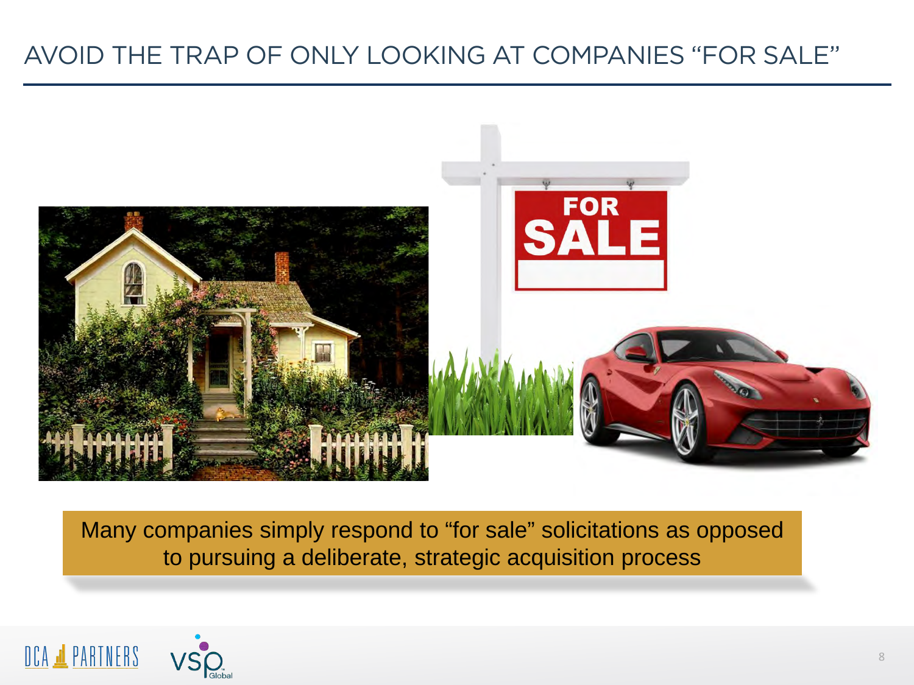# AVOID THE TRAP OF ONLY LOOKING AT COMPANIES "FOR SALE"

Many companies simply respond to "for sale" solicitations as opposed to pursuing a deliberate, strategic acquisition process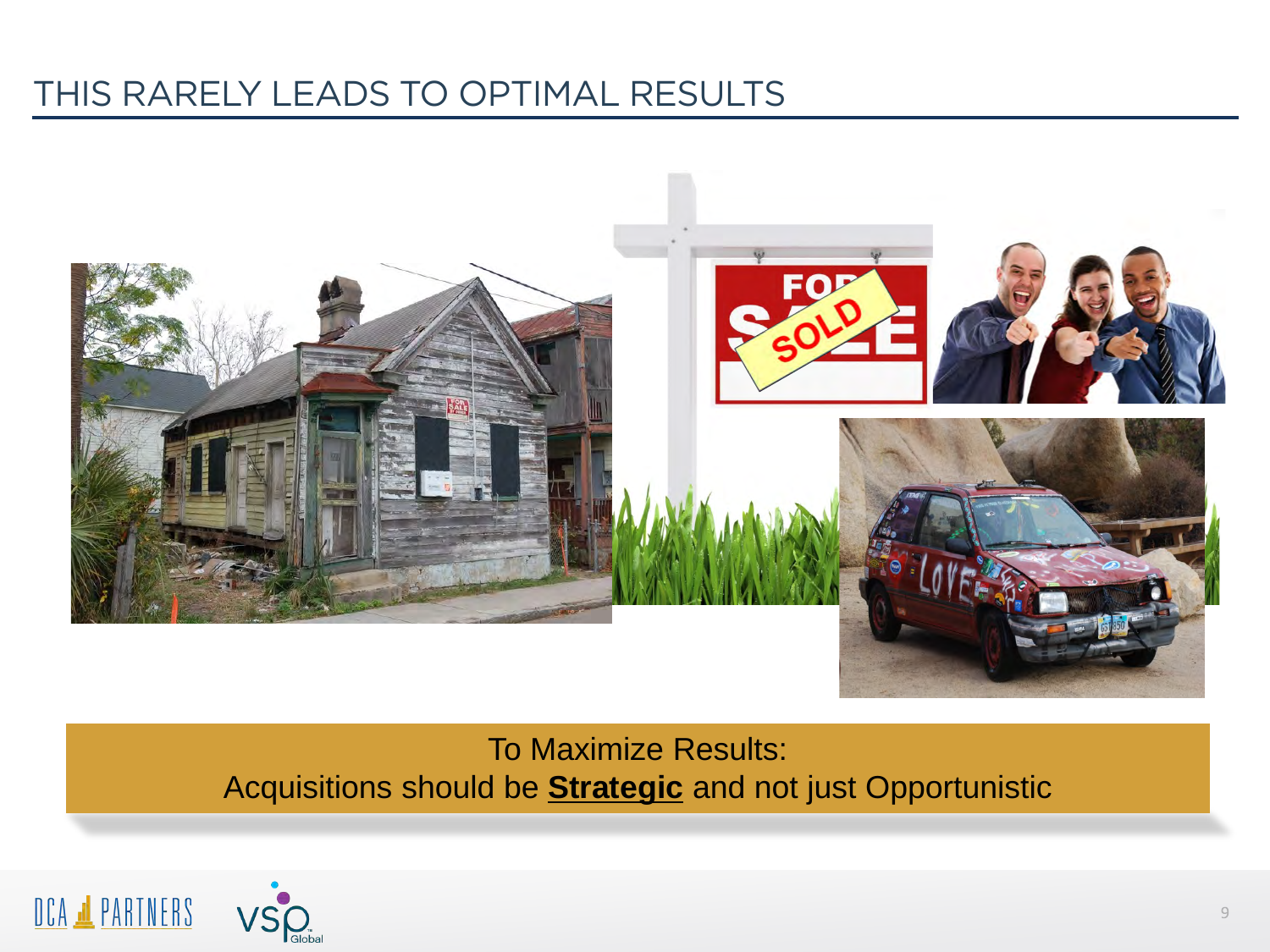# THIS RARELY LEADS TO OPTIMAL RESULTS

To Maximize Results:
Acquisitions should be **Strategic** and not just Opportunistic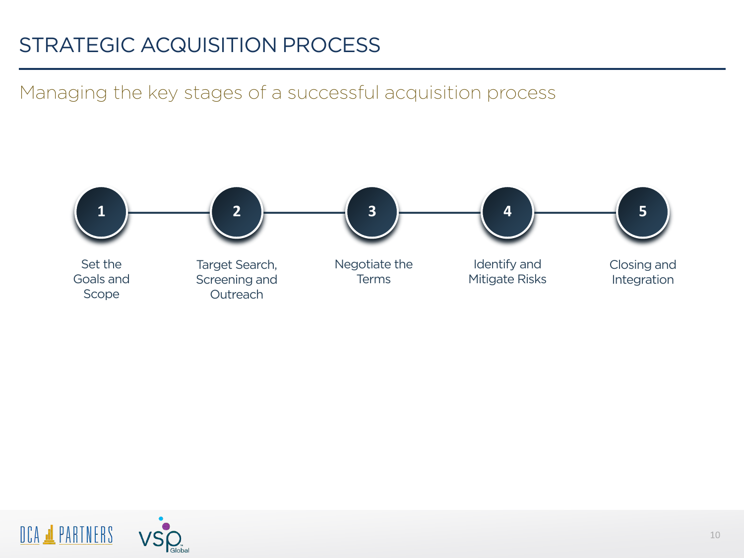# STRATEGIC ACQUISITION PROCESS

## Managing the key stages of a successful acquisition process

1. Set the Goals and Scope
2. Target Search, Screening and Outreach
3. Negotiate the Terms
4. Identify and Mitigate Risks
5. Closing and Integration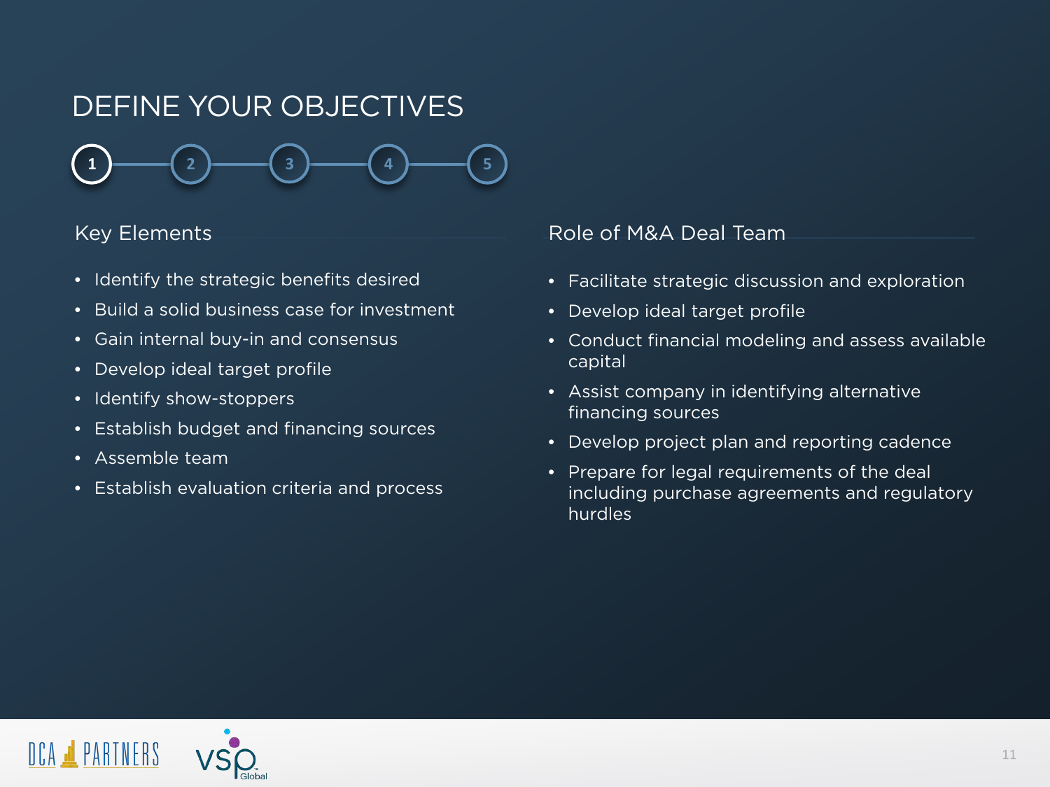# DEFINE YOUR OBJECTIVES

1 — 2 — 3 — 4 — 5

## Key Elements

- Identify the strategic benefits desired
- Build a solid business case for investment
- Gain internal buy-in and consensus
- Develop ideal target profile
- Identify show-stoppers
- Establish budget and financing sources
- Assemble team
- Establish evaluation criteria and process

## Role of M&A Deal Team

- Facilitate strategic discussion and exploration
- Develop ideal target profile
- Conduct financial modeling and assess available capital
- Assist company in identifying alternative financing sources
- Develop project plan and reporting cadence
- Prepare for legal requirements of the deal including purchase agreements and regulatory hurdles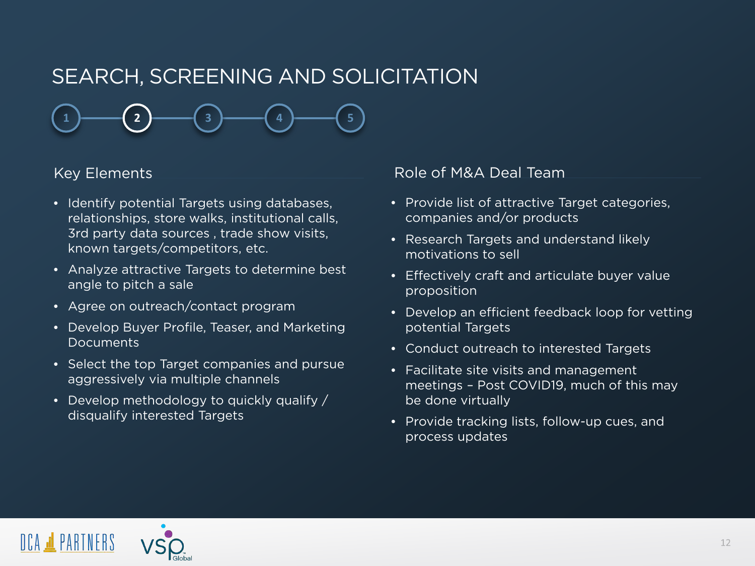# SEARCH, SCREENING AND SOLICITATION

1 — **2** — 3 — 4 — 5

## Key Elements

- Identify potential Targets using databases, relationships, store walks, institutional calls, 3rd party data sources , trade show visits, known targets/competitors, etc.
- Analyze attractive Targets to determine best angle to pitch a sale
- Agree on outreach/contact program
- Develop Buyer Profile, Teaser, and Marketing Documents
- Select the top Target companies and pursue aggressively via multiple channels
- Develop methodology to quickly qualify / disqualify interested Targets

## Role of M&A Deal Team

- Provide list of attractive Target categories, companies and/or products
- Research Targets and understand likely motivations to sell
- Effectively craft and articulate buyer value proposition
- Develop an efficient feedback loop for vetting potential Targets
- Conduct outreach to interested Targets
- Facilitate site visits and management meetings – Post COVID19, much of this may be done virtually
- Provide tracking lists, follow-up cues, and process updates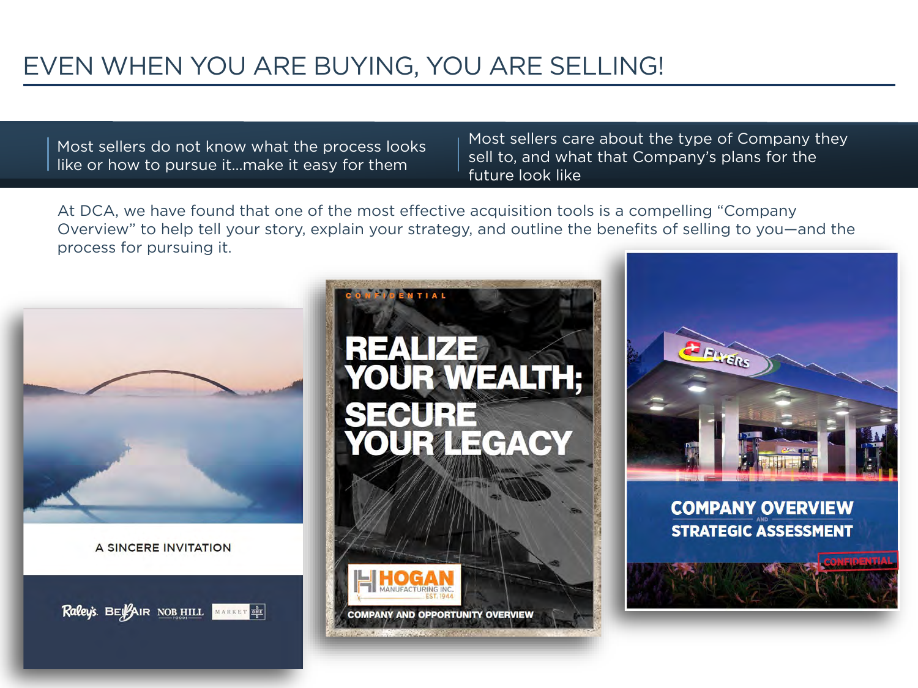# EVEN WHEN YOU ARE BUYING, YOU ARE SELLING!

Most sellers do not know what the process looks like or how to pursue it…make it easy for them

Most sellers care about the type of Company they sell to, and what that Company's plans for the future look like

At DCA, we have found that one of the most effective acquisition tools is a compelling "Company Overview" to help tell your story, explain your strategy, and outline the benefits of selling to you—and the process for pursuing it.

A SINCERE INVITATION

Raley's BelAir NOB HILL MARKET ONE

CONFIDENTIAL

REALIZE YOUR WEALTH; SECURE YOUR LEGACY

HOGAN MANUFACTURING INC. EST. 1944

COMPANY AND OPPORTUNITY OVERVIEW

FLYERS

COMPANY OVERVIEW AND STRATEGIC ASSESSMENT

CONFIDENTIAL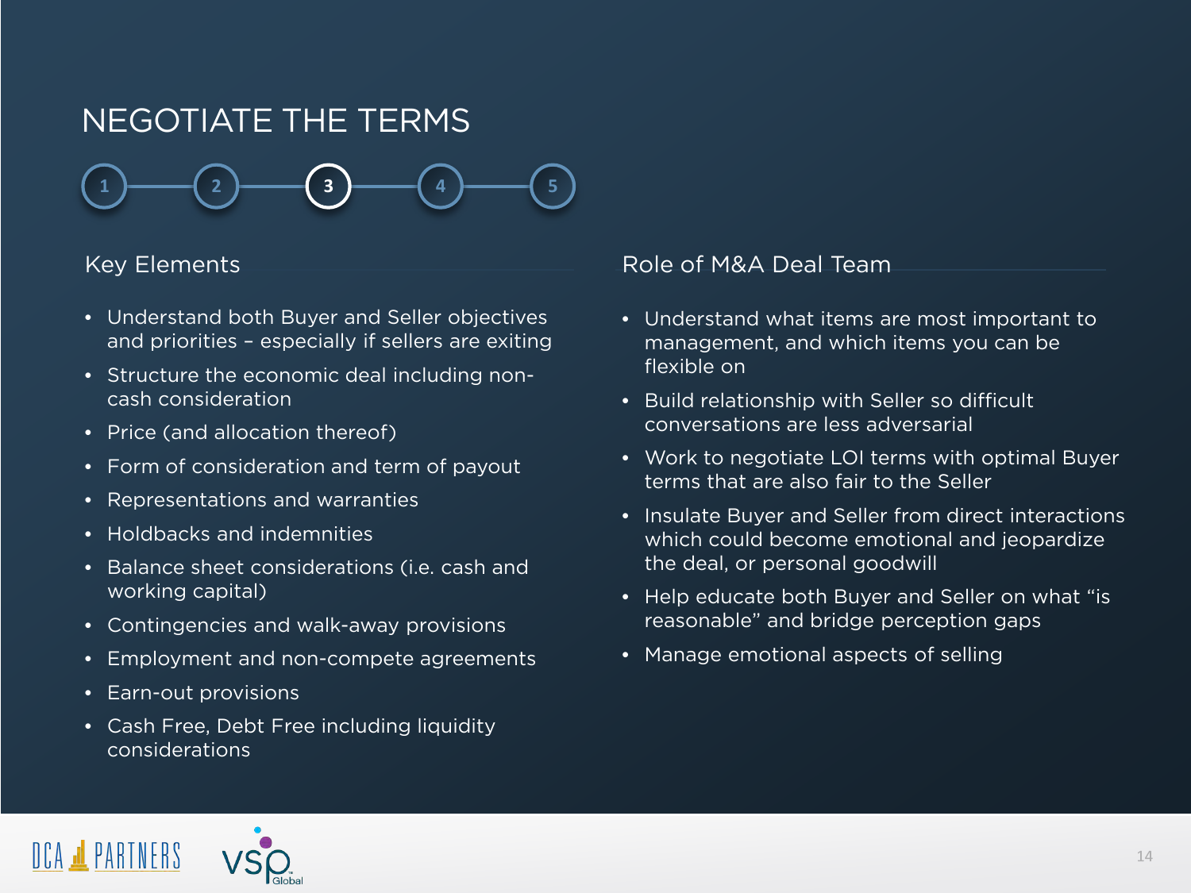# NEGOTIATE THE TERMS

1 — 2 — **3** — 4 — 5

## Key Elements

- Understand both Buyer and Seller objectives and priorities – especially if sellers are exiting
- Structure the economic deal including non-cash consideration
- Price (and allocation thereof)
- Form of consideration and term of payout
- Representations and warranties
- Holdbacks and indemnities
- Balance sheet considerations (i.e. cash and working capital)
- Contingencies and walk-away provisions
- Employment and non-compete agreements
- Earn-out provisions
- Cash Free, Debt Free including liquidity considerations

## Role of M&A Deal Team

- Understand what items are most important to management, and which items you can be flexible on
- Build relationship with Seller so difficult conversations are less adversarial
- Work to negotiate LOI terms with optimal Buyer terms that are also fair to the Seller
- Insulate Buyer and Seller from direct interactions which could become emotional and jeopardize the deal, or personal goodwill
- Help educate both Buyer and Seller on what "is reasonable" and bridge perception gaps
- Manage emotional aspects of selling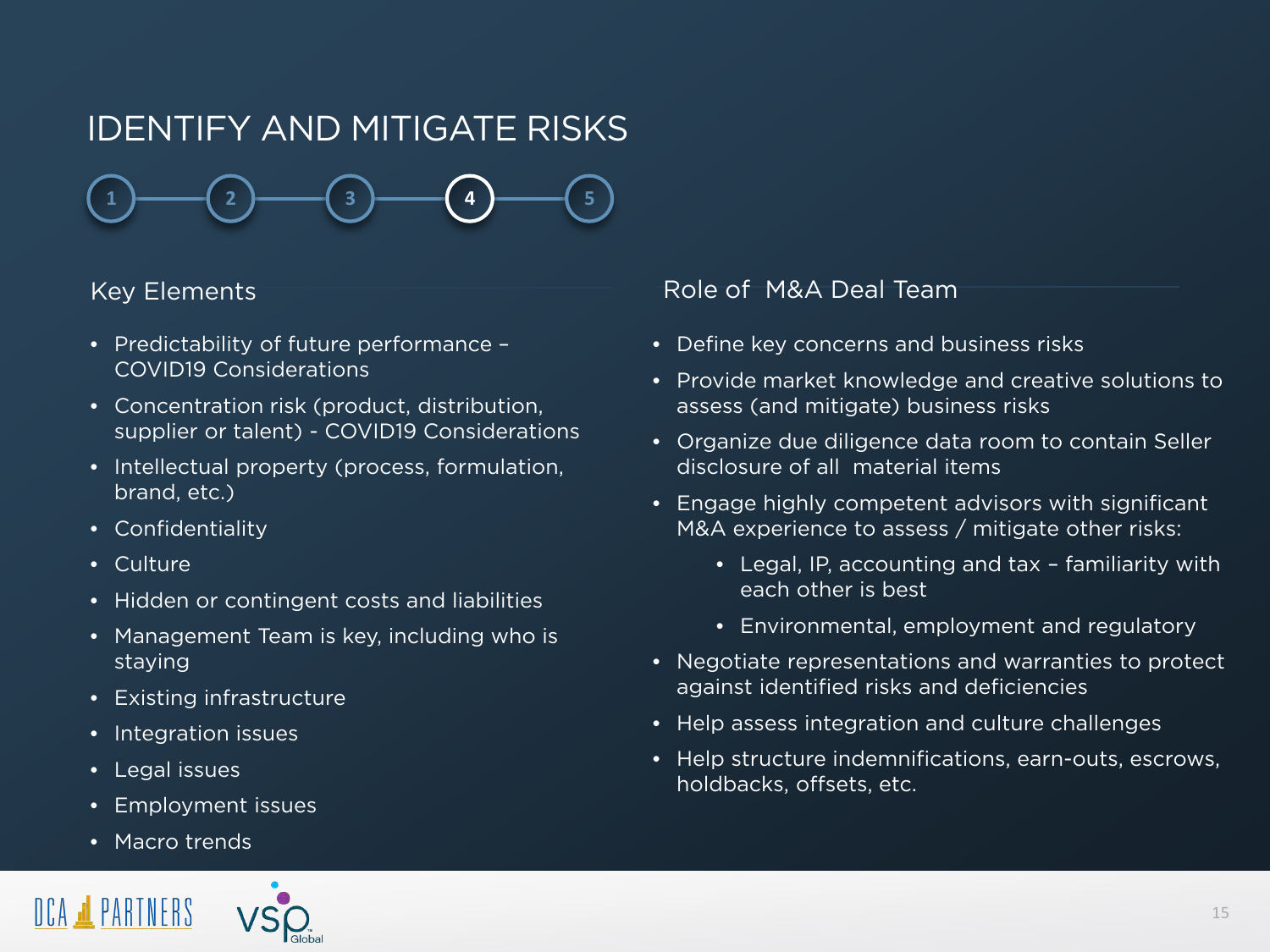# IDENTIFY AND MITIGATE RISKS

1 — 2 — 3 — **4** — 5

## Key Elements

- Predictability of future performance – COVID19 Considerations
- Concentration risk (product, distribution, supplier or talent) - COVID19 Considerations
- Intellectual property (process, formulation, brand, etc.)
- Confidentiality
- Culture
- Hidden or contingent costs and liabilities
- Management Team is key, including who is staying
- Existing infrastructure
- Integration issues
- Legal issues
- Employment issues
- Macro trends

## Role of M&A Deal Team

- Define key concerns and business risks
- Provide market knowledge and creative solutions to assess (and mitigate) business risks
- Organize due diligence data room to contain Seller disclosure of all material items
- Engage highly competent advisors with significant M&A experience to assess / mitigate other risks:
  - Legal, IP, accounting and tax – familiarity with each other is best
  - Environmental, employment and regulatory
- Negotiate representations and warranties to protect against identified risks and deficiencies
- Help assess integration and culture challenges
- Help structure indemnifications, earn-outs, escrows, holdbacks, offsets, etc.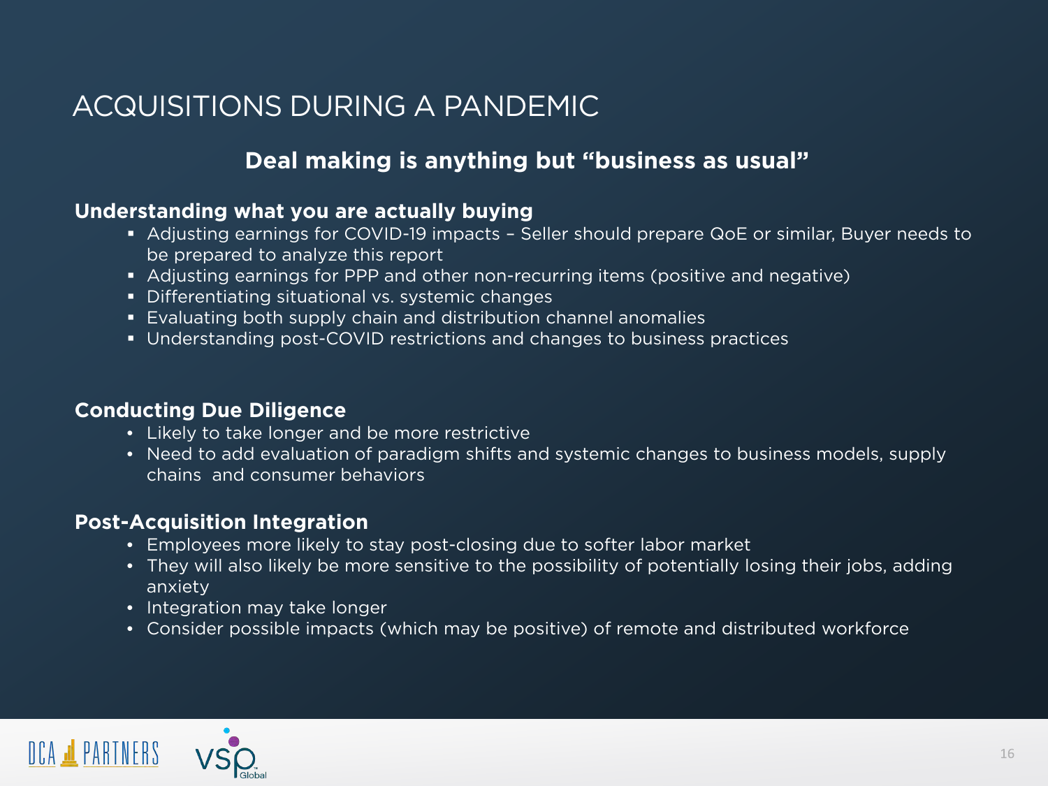# ACQUISITIONS DURING A PANDEMIC

## Deal making is anything but "business as usual"

### Understanding what you are actually buying

- Adjusting earnings for COVID-19 impacts – Seller should prepare QoE or similar, Buyer needs to be prepared to analyze this report
- Adjusting earnings for PPP and other non-recurring items (positive and negative)
- Differentiating situational vs. systemic changes
- Evaluating both supply chain and distribution channel anomalies
- Understanding post-COVID restrictions and changes to business practices

### Conducting Due Diligence

- Likely to take longer and be more restrictive
- Need to add evaluation of paradigm shifts and systemic changes to business models, supply chains and consumer behaviors

### Post-Acquisition Integration

- Employees more likely to stay post-closing due to softer labor market
- They will also likely be more sensitive to the possibility of potentially losing their jobs, adding anxiety
- Integration may take longer
- Consider possible impacts (which may be positive) of remote and distributed workforce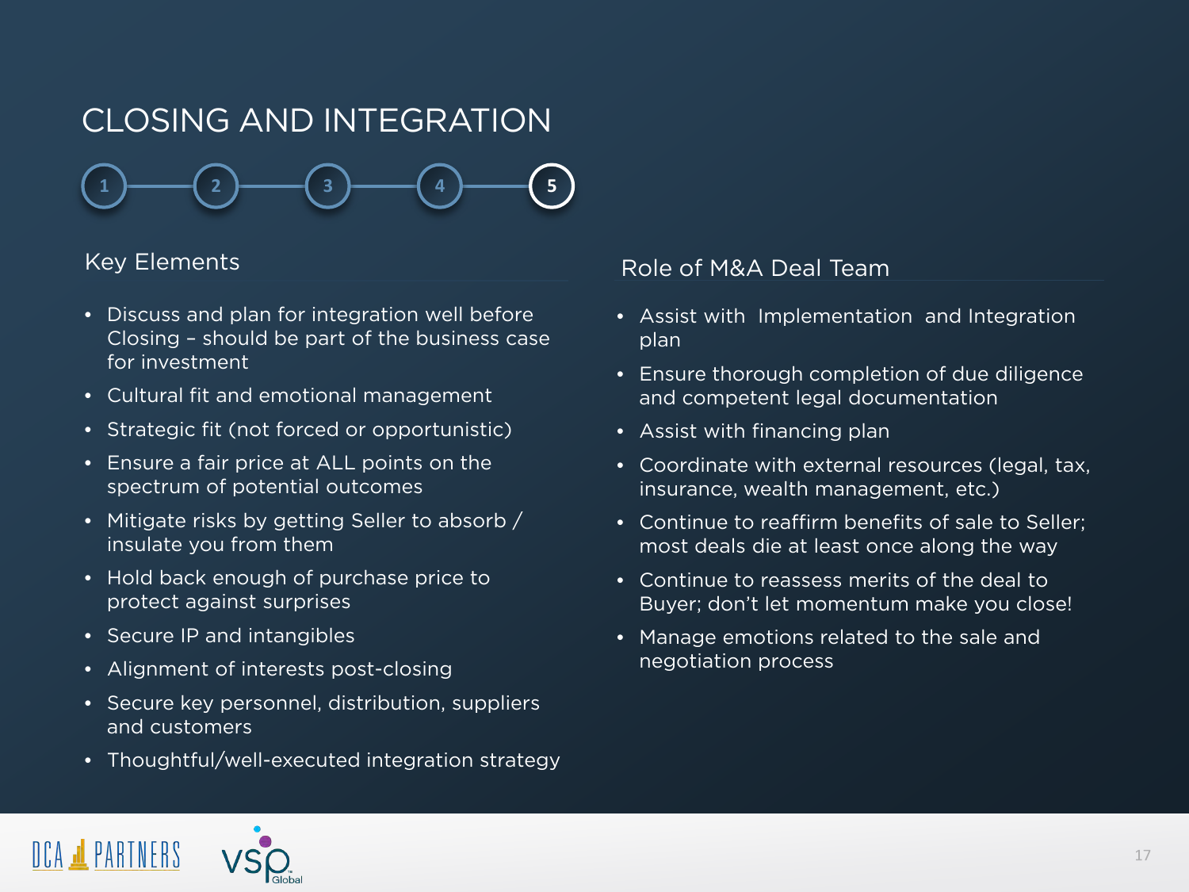# CLOSING AND INTEGRATION

1 — 2 — 3 — 4 — **5**

## Key Elements

- Discuss and plan for integration well before Closing – should be part of the business case for investment
- Cultural fit and emotional management
- Strategic fit (not forced or opportunistic)
- Ensure a fair price at ALL points on the spectrum of potential outcomes
- Mitigate risks by getting Seller to absorb / insulate you from them
- Hold back enough of purchase price to protect against surprises
- Secure IP and intangibles
- Alignment of interests post-closing
- Secure key personnel, distribution, suppliers and customers
- Thoughtful/well-executed integration strategy

## Role of M&A Deal Team

- Assist with Implementation and Integration plan
- Ensure thorough completion of due diligence and competent legal documentation
- Assist with financing plan
- Coordinate with external resources (legal, tax, insurance, wealth management, etc.)
- Continue to reaffirm benefits of sale to Seller; most deals die at least once along the way
- Continue to reassess merits of the deal to Buyer; don't let momentum make you close!
- Manage emotions related to the sale and negotiation process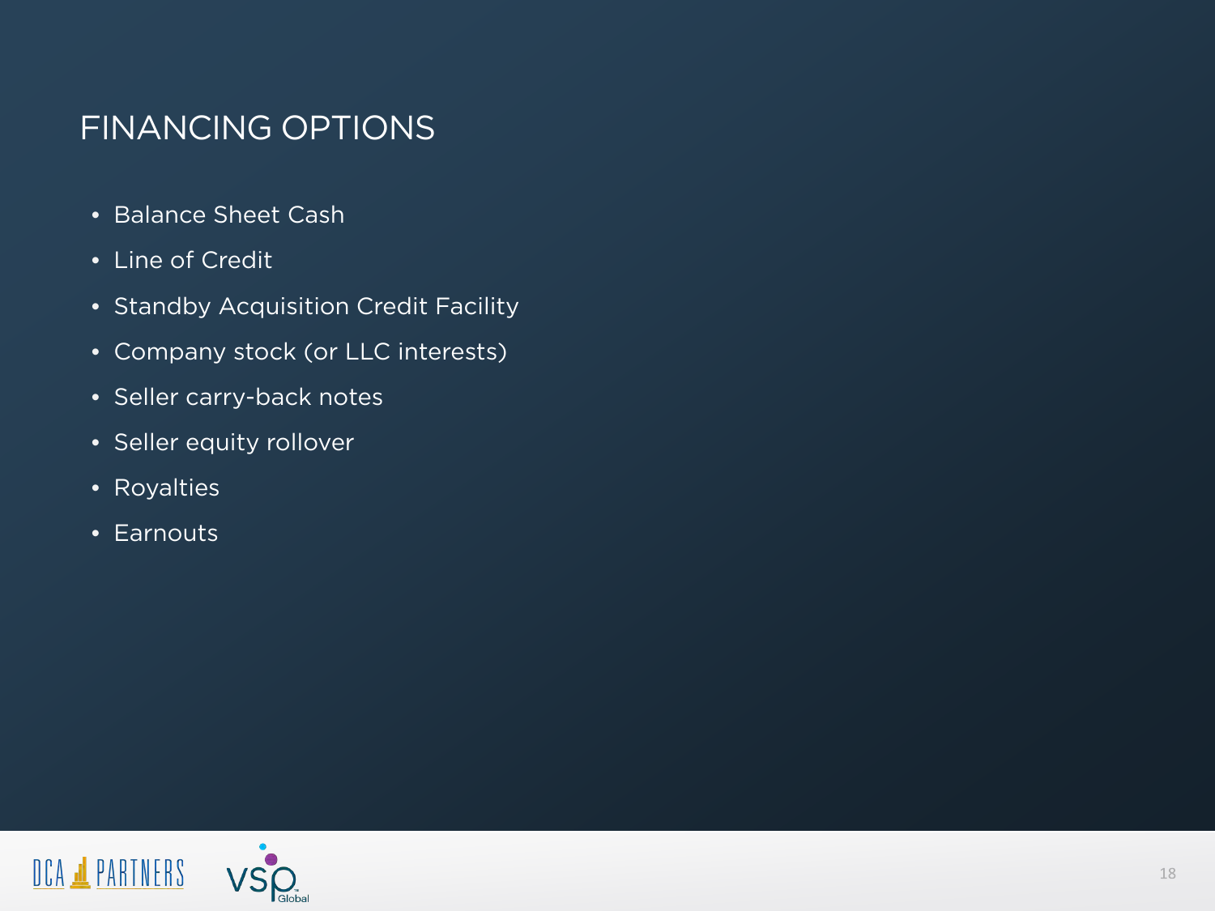# FINANCING OPTIONS

- Balance Sheet Cash
- Line of Credit
- Standby Acquisition Credit Facility
- Company stock (or LLC interests)
- Seller carry-back notes
- Seller equity rollover
- Royalties
- Earnouts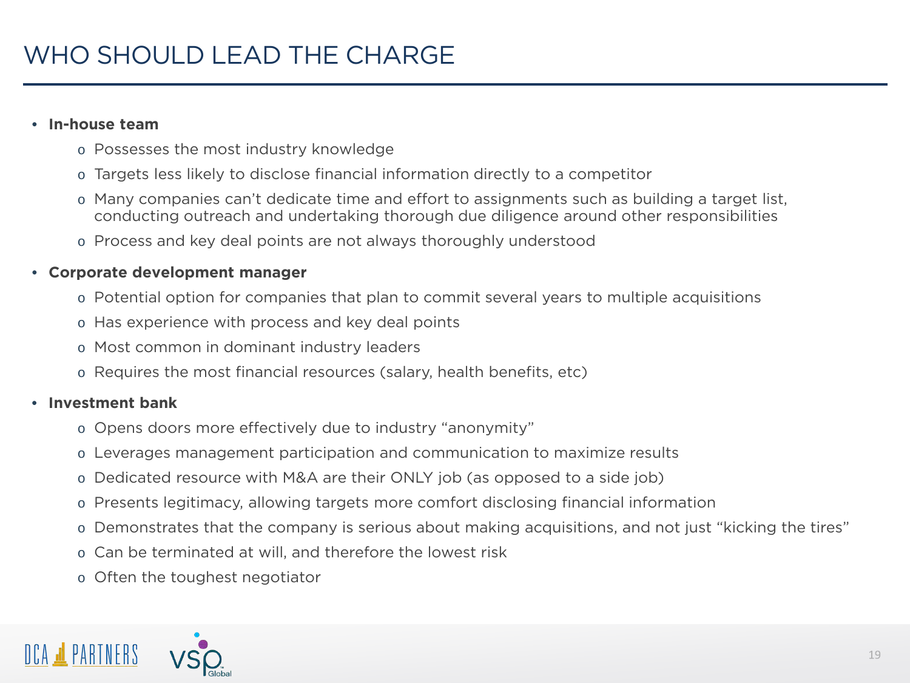# WHO SHOULD LEAD THE CHARGE

- **In-house team**
  - Possesses the most industry knowledge
  - Targets less likely to disclose financial information directly to a competitor
  - Many companies can't dedicate time and effort to assignments such as building a target list, conducting outreach and undertaking thorough due diligence around other responsibilities
  - Process and key deal points are not always thoroughly understood
- **Corporate development manager**
  - Potential option for companies that plan to commit several years to multiple acquisitions
  - Has experience with process and key deal points
  - Most common in dominant industry leaders
  - Requires the most financial resources (salary, health benefits, etc)
- **Investment bank**
  - Opens doors more effectively due to industry "anonymity"
  - Leverages management participation and communication to maximize results
  - Dedicated resource with M&A are their ONLY job (as opposed to a side job)
  - Presents legitimacy, allowing targets more comfort disclosing financial information
  - Demonstrates that the company is serious about making acquisitions, and not just "kicking the tires"
  - Can be terminated at will, and therefore the lowest risk
  - Often the toughest negotiator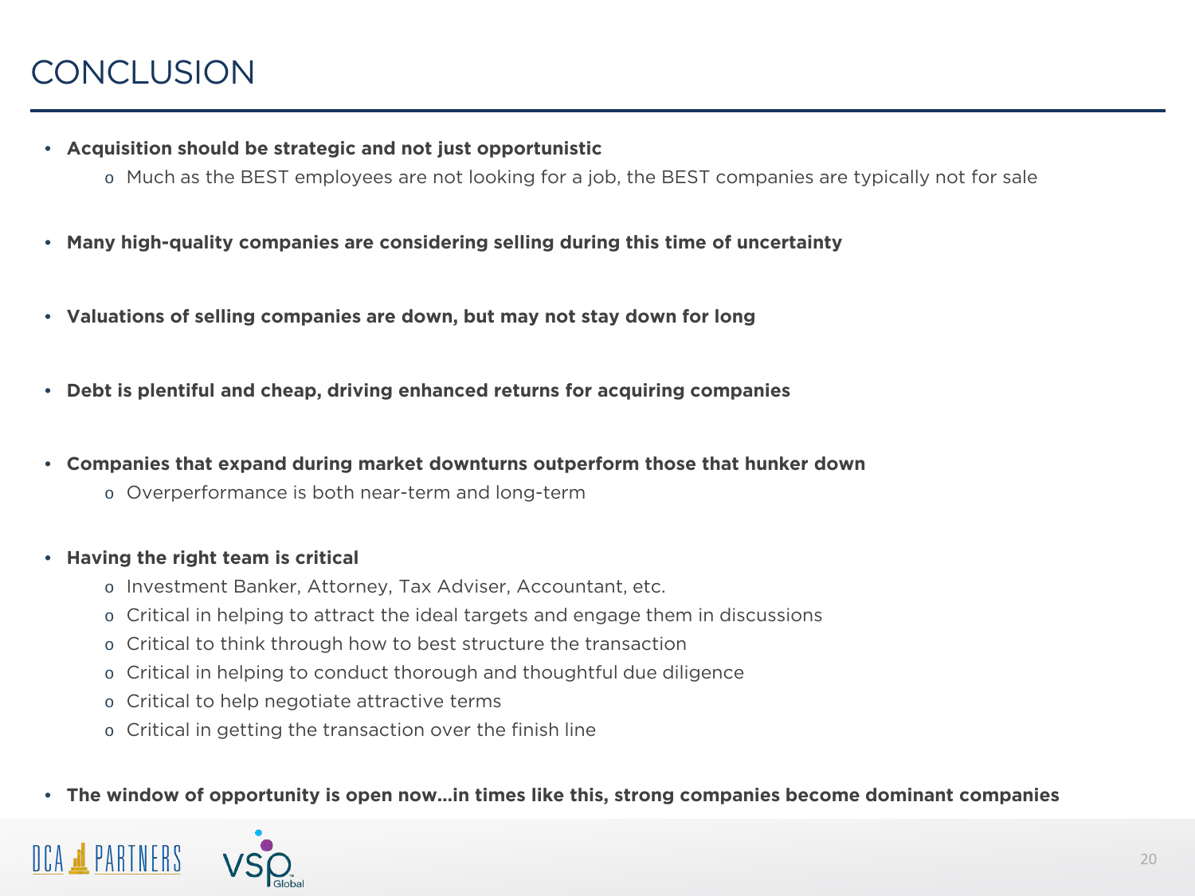# CONCLUSION

- **Acquisition should be strategic and not just opportunistic**
  - Much as the BEST employees are not looking for a job, the BEST companies are typically not for sale
- **Many high-quality companies are considering selling during this time of uncertainty**
- **Valuations of selling companies are down, but may not stay down for long**
- **Debt is plentiful and cheap, driving enhanced returns for acquiring companies**
- **Companies that expand during market downturns outperform those that hunker down**
  - Overperformance is both near-term and long-term
- **Having the right team is critical**
  - Investment Banker, Attorney, Tax Adviser, Accountant, etc.
  - Critical in helping to attract the ideal targets and engage them in discussions
  - Critical to think through how to best structure the transaction
  - Critical in helping to conduct thorough and thoughtful due diligence
  - Critical to help negotiate attractive terms
  - Critical in getting the transaction over the finish line
- **The window of opportunity is open now…in times like this, strong companies become dominant companies**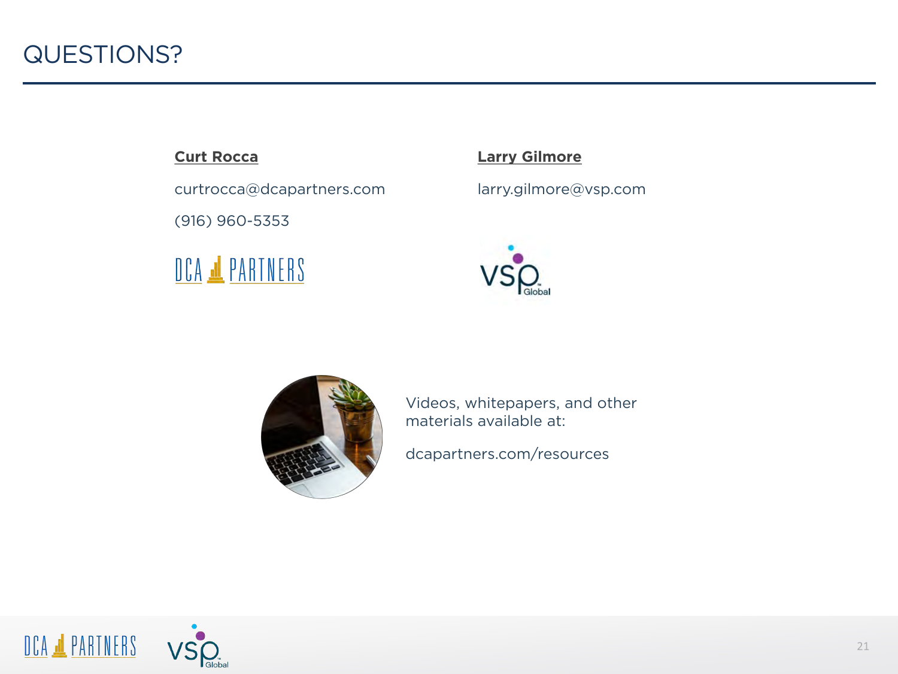# QUESTIONS?

**Curt Rocca**

curtrocca@dcapartners.com

(916) 960-5353

**Larry Gilmore**

larry.gilmore@vsp.com

Videos, whitepapers, and other materials available at:

dcapartners.com/resources